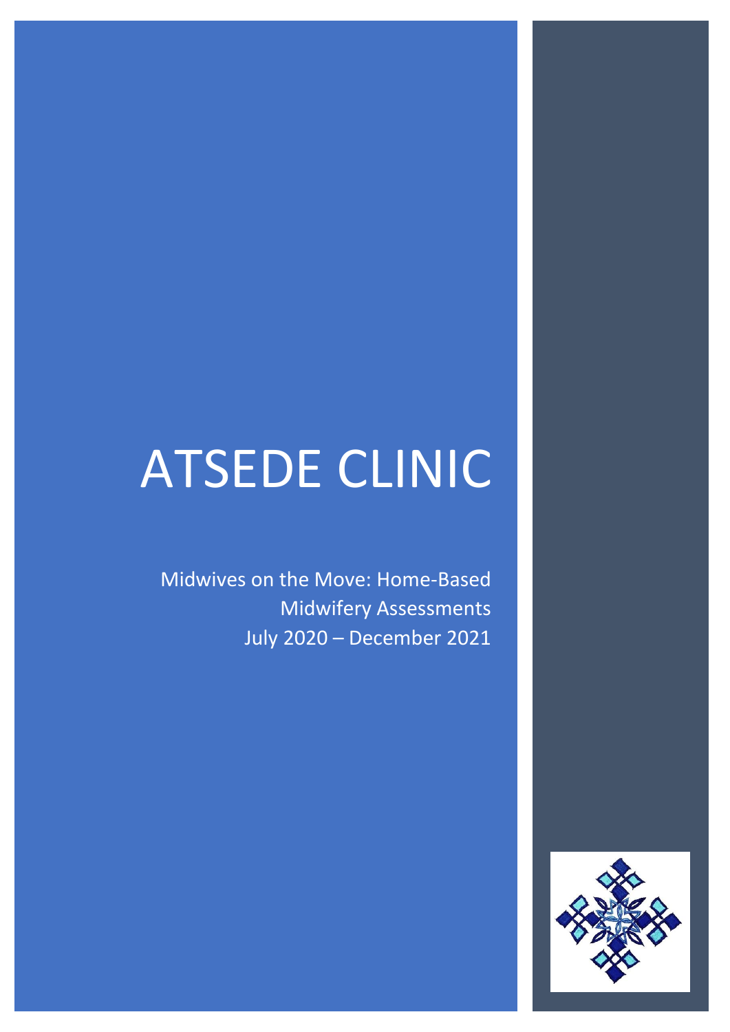# ATSEDE CLINIC

Midwives on the Move: Home-Based Midwifery Assessments
July 2020 – December 2021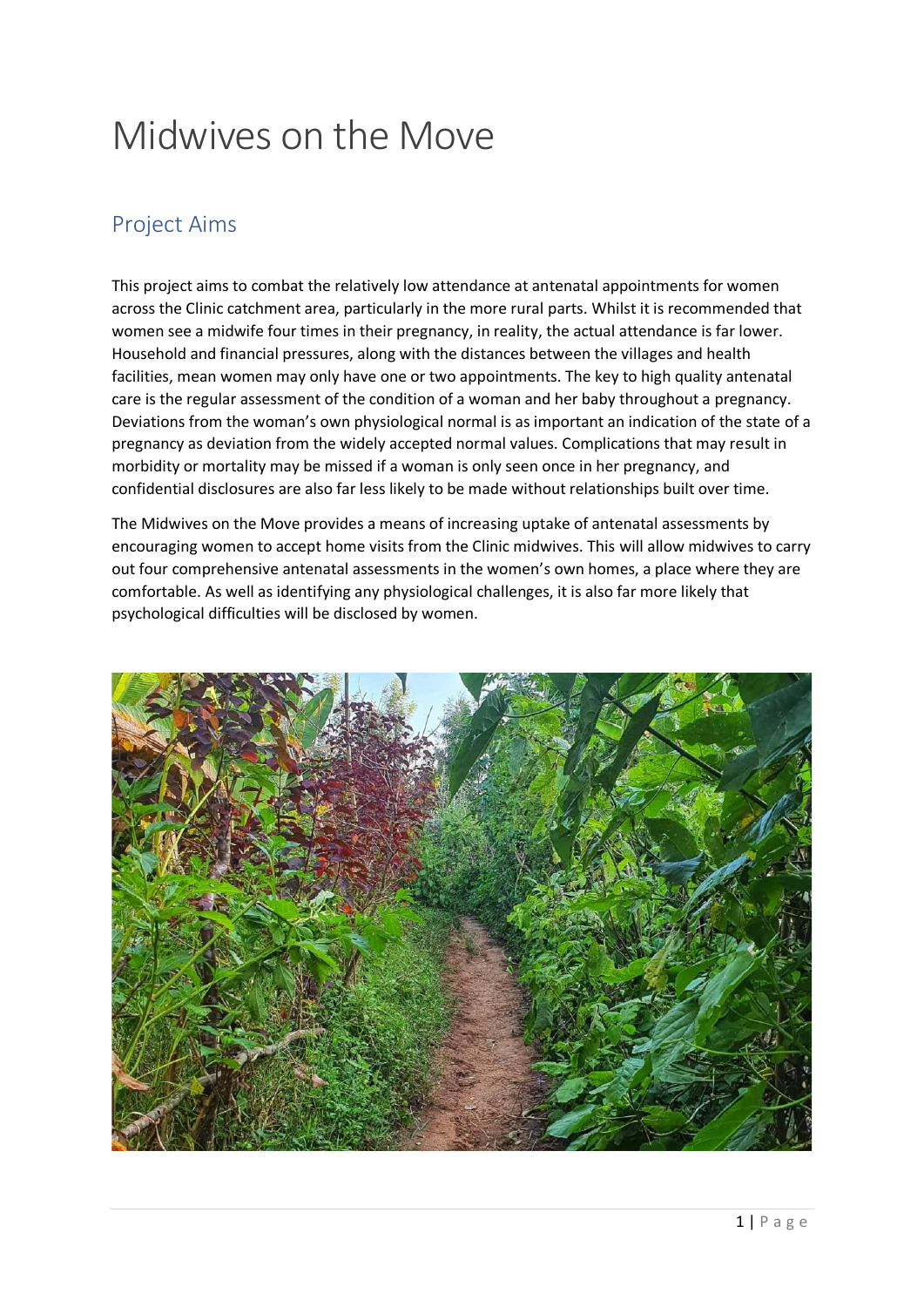# Midwives on the Move

## Project Aims

This project aims to combat the relatively low attendance at antenatal appointments for women across the Clinic catchment area, particularly in the more rural parts. Whilst it is recommended that women see a midwife four times in their pregnancy, in reality, the actual attendance is far lower. Household and financial pressures, along with the distances between the villages and health facilities, mean women may only have one or two appointments. The key to high quality antenatal care is the regular assessment of the condition of a woman and her baby throughout a pregnancy. Deviations from the woman's own physiological normal is as important an indication of the state of a pregnancy as deviation from the widely accepted normal values. Complications that may result in morbidity or mortality may be missed if a woman is only seen once in her pregnancy, and confidential disclosures are also far less likely to be made without relationships built over time.

The Midwives on the Move provides a means of increasing uptake of antenatal assessments by encouraging women to accept home visits from the Clinic midwives. This will allow midwives to carry out four comprehensive antenatal assessments in the women's own homes, a place where they are comfortable. As well as identifying any physiological challenges, it is also far more likely that psychological difficulties will be disclosed by women.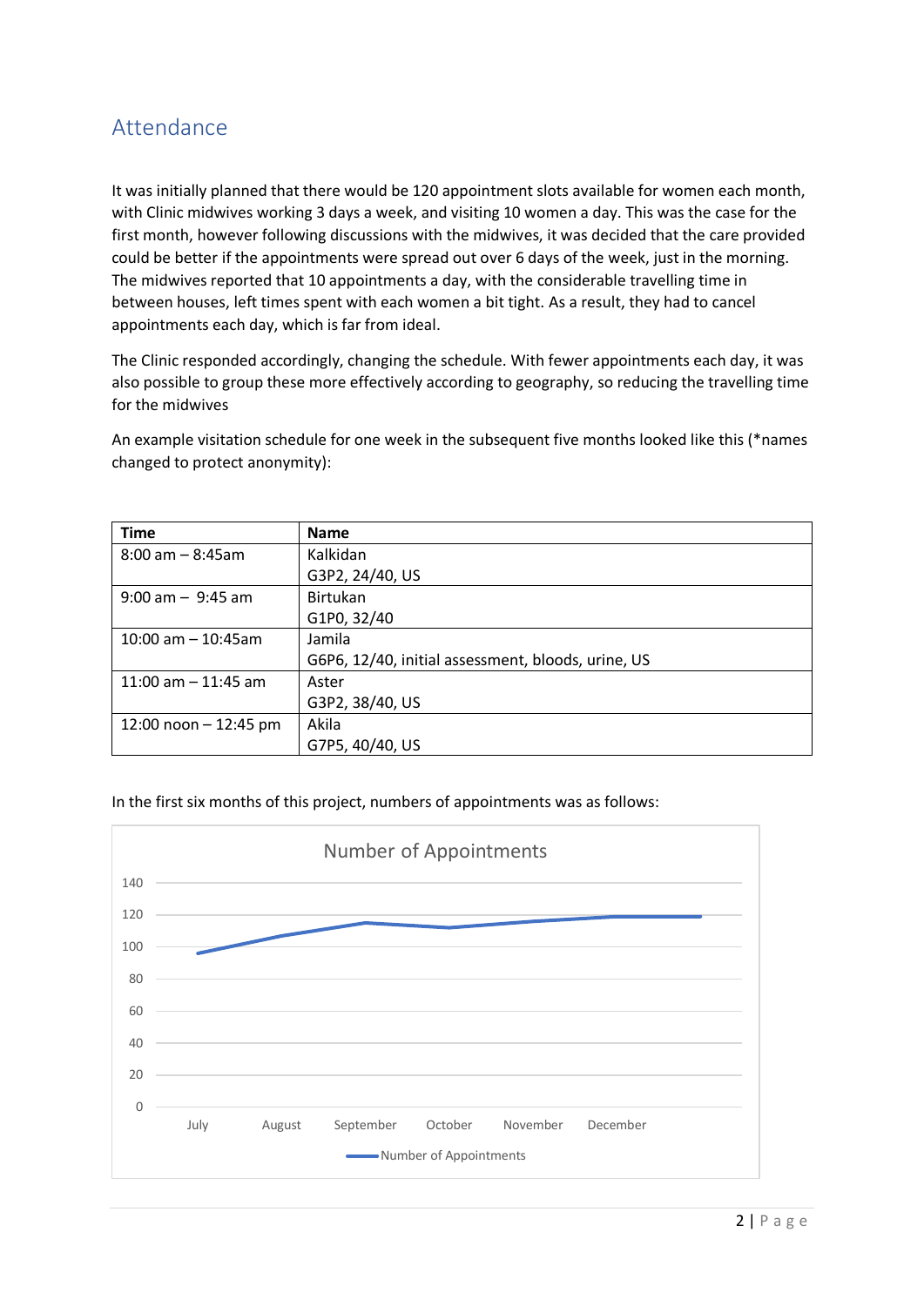## Attendance

It was initially planned that there would be 120 appointment slots available for women each month, with Clinic midwives working 3 days a week, and visiting 10 women a day. This was the case for the first month, however following discussions with the midwives, it was decided that the care provided could be better if the appointments were spread out over 6 days of the week, just in the morning. The midwives reported that 10 appointments a day, with the considerable travelling time in between houses, left times spent with each women a bit tight. As a result, they had to cancel appointments each day, which is far from ideal.

The Clinic responded accordingly, changing the schedule. With fewer appointments each day, it was also possible to group these more effectively according to geography, so reducing the travelling time for the midwives

An example visitation schedule for one week in the subsequent five months looked like this (*names changed to protect anonymity):

| Time | Name |
| --- | --- |
| 8:00 am – 8:45am | Kalkidan<br>G3P2, 24/40, US |
| 9:00 am – 9:45 am | Birtukan<br>G1P0, 32/40 |
| 10:00 am – 10:45am | Jamila<br>G6P6, 12/40, initial assessment, bloods, urine, US |
| 11:00 am – 11:45 am | Aster<br>G3P2, 38/40, US |
| 12:00 noon – 12:45 pm | Akila<br>G7P5, 40/40, US |

In the first six months of this project, numbers of appointments was as follows:

Number of Appointments

(Line chart: y-axis 0–140; x-axis July, August, September, October, November, December; legend: Number of Appointments)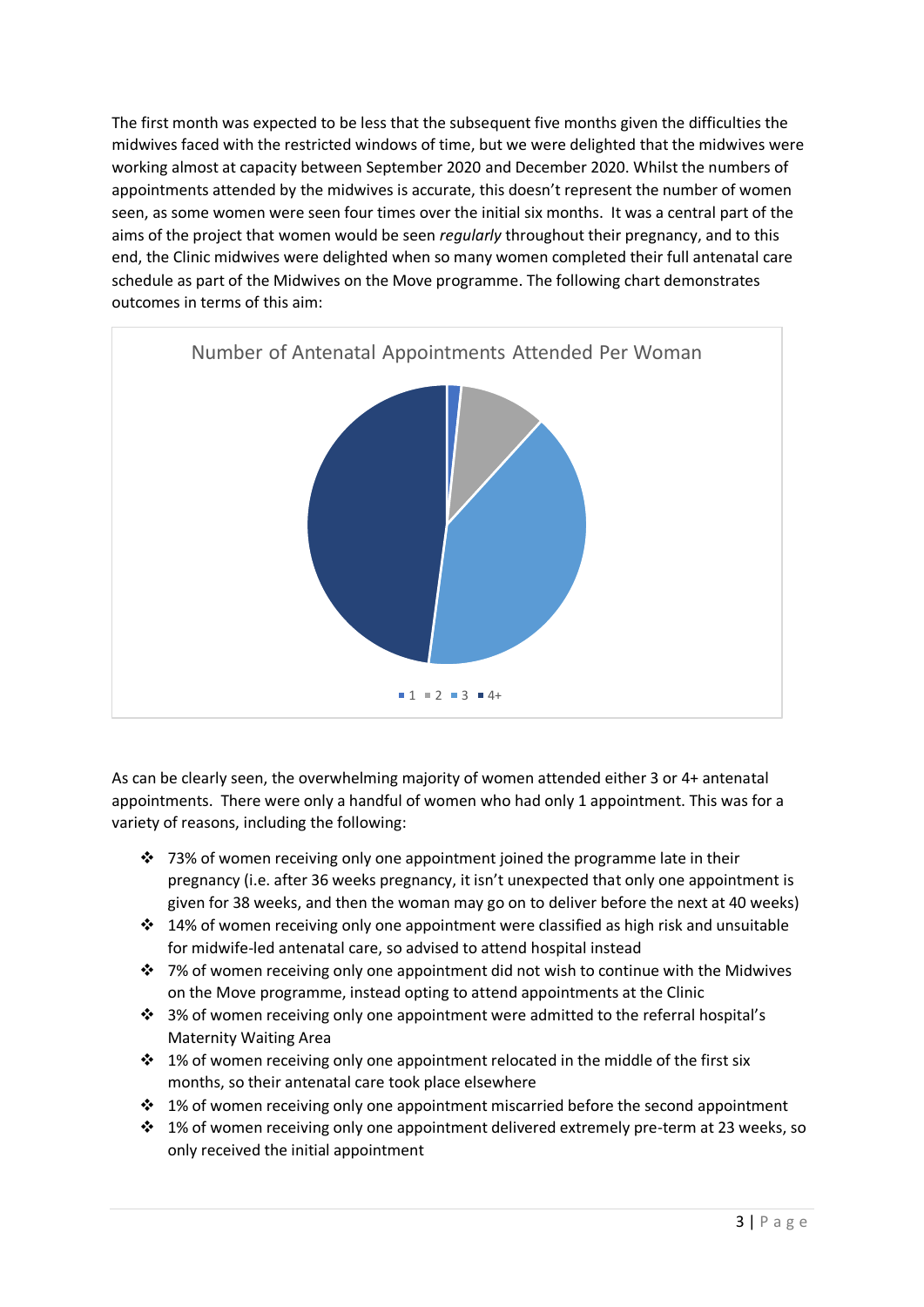The first month was expected to be less that the subsequent five months given the difficulties the midwives faced with the restricted windows of time, but we were delighted that the midwives were working almost at capacity between September 2020 and December 2020. Whilst the numbers of appointments attended by the midwives is accurate, this doesn't represent the number of women seen, as some women were seen four times over the initial six months. It was a central part of the aims of the project that women would be seen *regularly* throughout their pregnancy, and to this end, the Clinic midwives were delighted when so many women completed their full antenatal care schedule as part of the Midwives on the Move programme. The following chart demonstrates outcomes in terms of this aim:

Number of Antenatal Appointments Attended Per Woman

1 2 3 4+

As can be clearly seen, the overwhelming majority of women attended either 3 or 4+ antenatal appointments. There were only a handful of women who had only 1 appointment. This was for a variety of reasons, including the following:

- 73% of women receiving only one appointment joined the programme late in their pregnancy (i.e. after 36 weeks pregnancy, it isn't unexpected that only one appointment is given for 38 weeks, and then the woman may go on to deliver before the next at 40 weeks)
- 14% of women receiving only one appointment were classified as high risk and unsuitable for midwife-led antenatal care, so advised to attend hospital instead
- 7% of women receiving only one appointment did not wish to continue with the Midwives on the Move programme, instead opting to attend appointments at the Clinic
- 3% of women receiving only one appointment were admitted to the referral hospital's Maternity Waiting Area
- 1% of women receiving only one appointment relocated in the middle of the first six months, so their antenatal care took place elsewhere
- 1% of women receiving only one appointment miscarried before the second appointment
- 1% of women receiving only one appointment delivered extremely pre-term at 23 weeks, so only received the initial appointment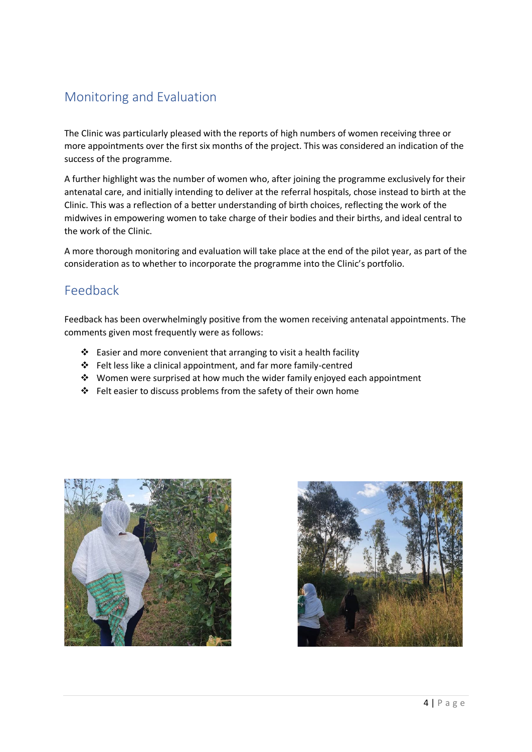## Monitoring and Evaluation

The Clinic was particularly pleased with the reports of high numbers of women receiving three or more appointments over the first six months of the project. This was considered an indication of the success of the programme.

A further highlight was the number of women who, after joining the programme exclusively for their antenatal care, and initially intending to deliver at the referral hospitals, chose instead to birth at the Clinic. This was a reflection of a better understanding of birth choices, reflecting the work of the midwives in empowering women to take charge of their bodies and their births, and ideal central to the work of the Clinic.

A more thorough monitoring and evaluation will take place at the end of the pilot year, as part of the consideration as to whether to incorporate the programme into the Clinic's portfolio.

## Feedback

Feedback has been overwhelmingly positive from the women receiving antenatal appointments. The comments given most frequently were as follows:

- Easier and more convenient that arranging to visit a health facility
- Felt less like a clinical appointment, and far more family-centred
- Women were surprised at how much the wider family enjoyed each appointment
- Felt easier to discuss problems from the safety of their own home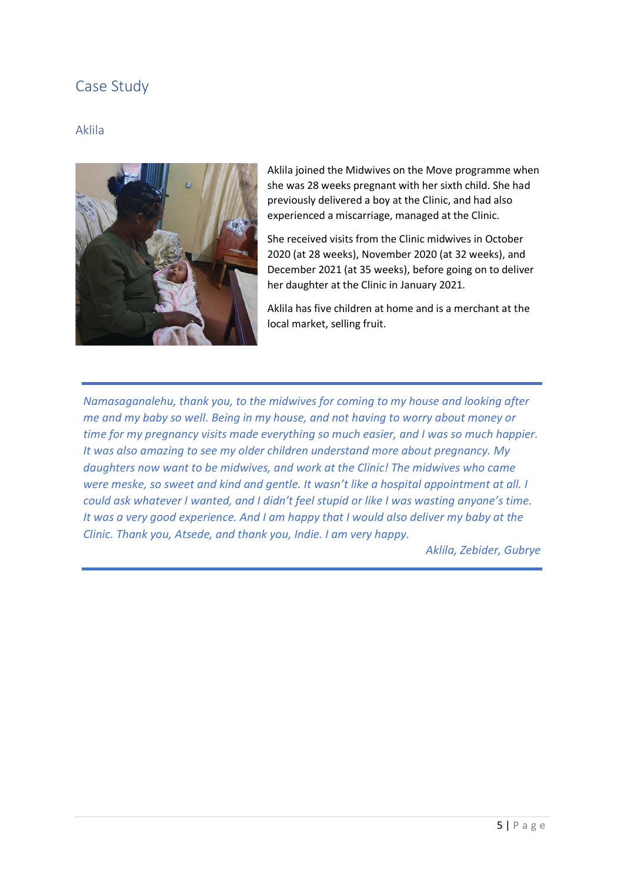## Case Study

### Aklila

Aklila joined the Midwives on the Move programme when she was 28 weeks pregnant with her sixth child. She had previously delivered a boy at the Clinic, and had also experienced a miscarriage, managed at the Clinic.

She received visits from the Clinic midwives in October 2020 (at 28 weeks), November 2020 (at 32 weeks), and December 2021 (at 35 weeks), before going on to deliver her daughter at the Clinic in January 2021.

Aklila has five children at home and is a merchant at the local market, selling fruit.

---

*Namasaganalehu, thank you, to the midwives for coming to my house and looking after me and my baby so well. Being in my house, and not having to worry about money or time for my pregnancy visits made everything so much easier, and I was so much happier. It was also amazing to see my older children understand more about pregnancy. My daughters now want to be midwives, and work at the Clinic! The midwives who came were meske, so sweet and kind and gentle. It wasn't like a hospital appointment at all. I could ask whatever I wanted, and I didn't feel stupid or like I was wasting anyone's time. It was a very good experience. And I am happy that I would also deliver my baby at the Clinic. Thank you, Atsede, and thank you, Indie. I am very happy.*

*Aklila, Zebider, Gubrye*

---